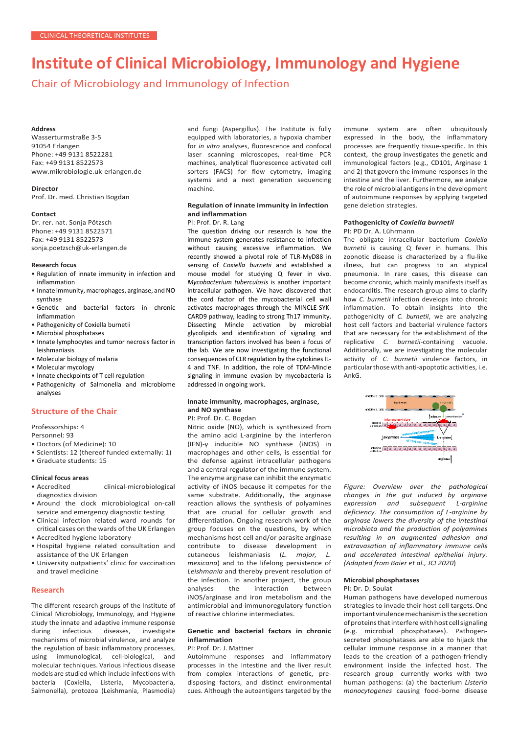CLINICAL THEORETICAL INSTITUTES

# Institute of Clinical Microbiology, Immunology and Hygiene

## Chair of Microbiology and Immunology of Infection

**Address**
Wasserturmstraße 3-5
91054 Erlangen
Phone: +49 9131 8522281
Fax: +49 9131 8522573
www.mikrobiologie.uk-erlangen.de

**Director**
Prof. Dr. med. Christian Bogdan

**Contact**
Dr. rer. nat. Sonja Pötzsch
Phone: +49 9131 8522571
Fax: +49 9131 8522573
sonja.poetzsch@uk-erlangen.de

**Research focus**

- Regulation of innate immunity in infection and inflammation
- Innate immunity, macrophages, arginase, and NO synthase
- Genetic and bacterial factors in chronic inflammation
- Pathogenicity of Coxiella burnetii
- Microbial phosphatases
- Innate lymphocytes and tumor necrosis factor in leishmaniasis
- Molecular biology of malaria
- Molecular mycology
- Innate checkpoints of T cell regulation
- Pathogenicity of Salmonella and microbiome analyses

## Structure of the Chair

Professorships: 4
Personnel: 93

- Doctors (of Medicine): 10
- Scientists: 12 (thereof funded externally: 1)
- Graduate students: 15

**Clinical focus areas**

- Accredited clinical-microbiological diagnostics division
- Around the clock microbiological on-call service and emergency diagnostic testing
- Clinical infection related ward rounds for critical cases on the wards of the UK Erlangen
- Accredited hygiene laboratory
- Hospital hygiene related consultation and assistance of the UK Erlangen
- University outpatients' clinic for vaccination and travel medicine

## Research

The different research groups of the Institute of Clinical Microbiology, Immunology, and Hygiene study the innate and adaptive immune response during infectious diseases, investigate mechanisms of microbial virulence, and analyze the regulation of basic inflammatory processes, using immunological, cell-biological, and molecular techniques. Various infectious disease models are studied which include infections with bacteria (Coxiella, Listeria, Mycobacteria, Salmonella), protozoa (Leishmania, Plasmodia) and fungi (Aspergillus). The Institute is fully equipped with laboratories, a hypoxia chamber for *in vitro* analyses, fluorescence and confocal laser scanning microscopes, real-time PCR machines, analytical fluorescence activated cell sorters (FACS) for flow cytometry, imaging systems and a next generation sequencing machine.

### Regulation of innate immunity in infection and inflammation

PI: Prof. Dr. R. Lang

The question driving our research is how the immune system generates resistance to infection without causing excessive inflammation. We recently showed a pivotal role of TLR-MyD88 in sensing of *Coxiella burnetii* and established a mouse model for studying Q fever in vivo. *Mycobacterium tuberculosis* is another important intracellular pathogen. We have discovered that the cord factor of the mycobacterial cell wall activates macrophages through the MINCLE-SYK-CARD9 pathway, leading to strong Th17 immunity. Dissecting Mincle activation by microbial glycolipids and identification of signaling and transcription factors involved has been a focus of the lab. We are now investigating the functional consequences of CLR regulation by the cytokines IL-4 and TNF. In addition, the role of TDM-Mincle signaling in immune evasion by mycobacteria is addressed in ongoing work.

### Innate immunity, macrophages, arginase, and NO synthase

PI: Prof. Dr. C. Bogdan

Nitric oxide (NO), which is synthesized from the amino acid L-arginine by the interferon (IFN)-γ inducible NO synthase (iNOS) in macrophages and other cells, is essential for the defense against intracellular pathogens and a central regulator of the immune system. The enzyme arginase can inhibit the enzymatic activity of iNOS because it competes for the same substrate. Additionally, the arginase reaction allows the synthesis of polyamines that are crucial for cellular growth and differentiation. Ongoing research work of the group focuses on the questions, by which mechanisms host cell and/or parasite arginase contribute to disease development in cutaneous leishmaniasis (*L. major, L. mexicana*) and to the lifelong persistence of *Leishmania* and thereby prevent resolution of the infection. In another project, the group analyses the interaction between iNOS/arginase and iron metabolism and the antimicrobial and immunoregulatory function of reactive chlorine intermediates.

### Genetic and bacterial factors in chronic inflammation

PI: Prof. Dr. J. Mattner

Autoimmune responses and inflammatory processes in the intestine and the liver result from complex interactions of genetic, pre-disposing factors, and distinct environmental cues. Although the autoantigens targeted by the immune system are often ubiquitously expressed in the body, the inflammatory processes are frequently tissue-specific. In this context, the group investigates the genetic and immunological factors (e.g., CD101, Arginase 1 and 2) that govern the immune responses in the intestine and the liver. Furthermore, we analyze the role of microbial antigens in the development of autoimmune responses by applying targeted gene deletion strategies.

### Pathogenicity of *Coxiella burnetii*

PI: PD Dr. A. Lührmann

The obligate intracellular bacterium *Coxiella burnetii* is causing Q fever in humans. This zoonotic disease is characterized by a flu-like illness, but can progress to an atypical pneumonia. In rare cases, this disease can become chronic, which mainly manifests itself as endocarditis. The research group aims to clarify how *C. burnetii* infection develops into chronic inflammation. To obtain insights into the pathogenicity of *C. burnetii*, we are analyzing host cell factors and bacterial virulence factors that are necessary for the establishment of the replicative *C. burnetii*-containing vacuole. Additionally, we are investigating the molecular activity of *C. burnetii* virulence factors, in particular those with anti-apoptotic activities, i.e. AnkG.

*Figure: Overview over the pathological changes in the gut induced by arginase expression and subsequent L-arginine deficiency. The consumption of L-arginine by arginase lowers the diversity of the intestinal microbiota and the production of polyamines resulting in an augmented adhesion and extravasation of inflammatory immune cells and accelerated intestinal epithelial injury. (Adapted from Baier et al., JCI 2020)*

### Microbial phosphatases

PI: Dr. D. Soulat

Human pathogens have developed numerous strategies to invade their host cell targets. One important virulence mechanism is the secretion of proteins that interfere with host cell signaling (e.g. microbial phosphatases). Pathogen-secreted phosphatases are able to hijack the cellular immune response in a manner that leads to the creation of a pathogen-friendly environment inside the infected host. The research group currently works with two human pathogens: (a) the bacterium *Listeria monocytogenes* causing food-borne disease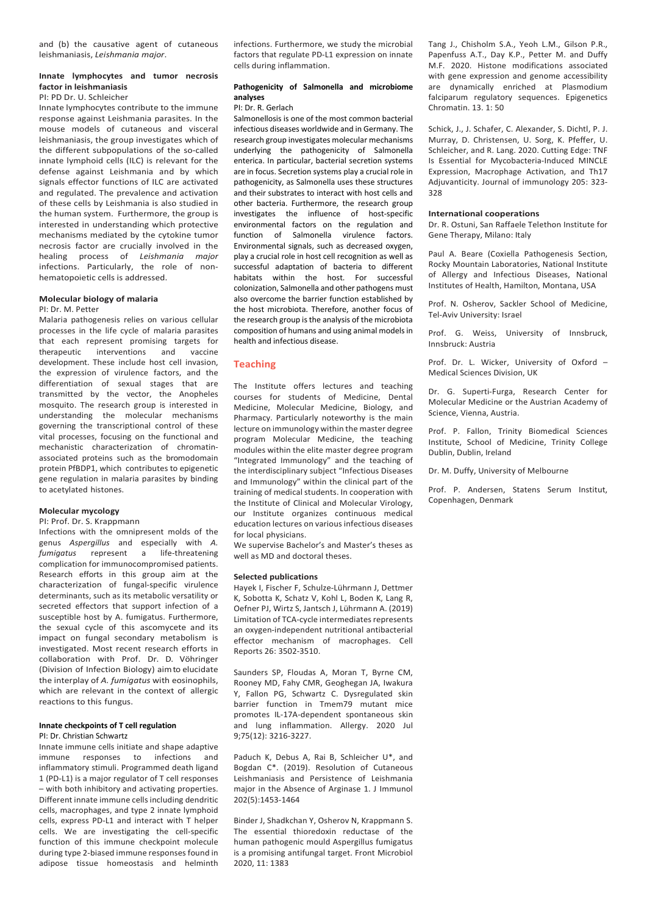and (b) the causative agent of cutaneous leishmaniasis, *Leishmania major*.

#### Innate lymphocytes and tumor necrosis factor in leishmaniasis

PI: PD Dr. U. Schleicher

Innate lymphocytes contribute to the immune response against Leishmania parasites. In the mouse models of cutaneous and visceral leishmaniasis, the group investigates which of the different subpopulations of the so-called innate lymphoid cells (ILC) is relevant for the defense against Leishmania and by which signals effector functions of ILC are activated and regulated. The prevalence and activation of these cells by Leishmania is also studied in the human system. Furthermore, the group is interested in understanding which protective mechanisms mediated by the cytokine tumor necrosis factor are crucially involved in the healing process of *Leishmania major* infections. Particularly, the role of non-hematopoietic cells is addressed.

#### Molecular biology of malaria

PI: Dr. M. Petter

Malaria pathogenesis relies on various cellular processes in the life cycle of malaria parasites that each represent promising targets for therapeutic interventions and vaccine development. These include host cell invasion, the expression of virulence factors, and the differentiation of sexual stages that are transmitted by the vector, the Anopheles mosquito. The research group is interested in understanding the molecular mechanisms governing the transcriptional control of these vital processes, focusing on the functional and mechanistic characterization of chromatin-associated proteins such as the bromodomain protein PfBDP1, which contributes to epigenetic gene regulation in malaria parasites by binding to acetylated histones.

#### Molecular mycology

PI: Prof. Dr. S. Krappmann

Infections with the omnipresent molds of the genus *Aspergillus* and especially with *A. fumigatus* represent a life-threatening complication for immunocompromised patients. Research efforts in this group aim at the characterization of fungal-specific virulence determinants, such as its metabolic versatility or secreted effectors that support infection of a susceptible host by A. fumigatus. Furthermore, the sexual cycle of this ascomycete and its impact on fungal secondary metabolism is investigated. Most recent research efforts in collaboration with Prof. Dr. D. Vöhringer (Division of Infection Biology) aim to elucidate the interplay of *A. fumigatus* with eosinophils, which are relevant in the context of allergic reactions to this fungus.

#### Innate checkpoints of T cell regulation

PI: Dr. Christian Schwartz

Innate immune cells initiate and shape adaptive immune responses to infections and inflammatory stimuli. Programmed death ligand 1 (PD-L1) is a major regulator of T cell responses – with both inhibitory and activating properties. Different innate immune cells including dendritic cells, macrophages, and type 2 innate lymphoid cells, express PD-L1 and interact with T helper cells. We are investigating the cell-specific function of this immune checkpoint molecule during type 2-biased immune responses found in adipose tissue homeostasis and helminth infections. Furthermore, we study the microbial factors that regulate PD-L1 expression on innate cells during inflammation.

#### Pathogenicity of Salmonella and microbiome analyses

PI: Dr. R. Gerlach

Salmonellosis is one of the most common bacterial infectious diseases worldwide and in Germany. The research group investigates molecular mechanisms underlying the pathogenicity of Salmonella enterica. In particular, bacterial secretion systems are in focus. Secretion systems play a crucial role in pathogenicity, as Salmonella uses these structures and their substrates to interact with host cells and other bacteria. Furthermore, the research group investigates the influence of host-specific environmental factors on the regulation and function of Salmonella virulence factors. Environmental signals, such as decreased oxygen, play a crucial role in host cell recognition as well as successful adaptation of bacteria to different habitats within the host. For successful colonization, Salmonella and other pathogens must also overcome the barrier function established by the host microbiota. Therefore, another focus of the research group is the analysis of the microbiota composition of humans and using animal models in health and infectious disease.

## Teaching

The Institute offers lectures and teaching courses for students of Medicine, Dental Medicine, Molecular Medicine, Biology, and Pharmacy. Particularly noteworthy is the main lecture on immunology within the master degree program Molecular Medicine, the teaching modules within the elite master degree program "Integrated Immunology" and the teaching of the interdisciplinary subject "Infectious Diseases and Immunology" within the clinical part of the training of medical students. In cooperation with the Institute of Clinical and Molecular Virology, our Institute organizes continuous medical education lectures on various infectious diseases for local physicians.

We supervise Bachelor's and Master's theses as well as MD and doctoral theses.

#### Selected publications

Hayek I, Fischer F, Schulze-Lührmann J, Dettmer K, Sobotta K, Schatz V, Kohl L, Boden K, Lang R, Oefner PJ, Wirtz S, Jantsch J, Lührmann A. (2019) Limitation of TCA-cycle intermediates represents an oxygen-independent nutritional antibacterial effector mechanism of macrophages. Cell Reports 26: 3502-3510.

Saunders SP, Floudas A, Moran T, Byrne CM, Rooney MD, Fahy CMR, Geoghegan JA, Iwakura Y, Fallon PG, Schwartz C. Dysregulated skin barrier function in Tmem79 mutant mice promotes IL-17A-dependent spontaneous skin and lung inflammation. Allergy. 2020 Jul 9;75(12): 3216-3227.

Paduch K, Debus A, Rai B, Schleicher U*, and Bogdan C*. (2019). Resolution of Cutaneous Leishmaniasis and Persistence of Leishmania major in the Absence of Arginase 1. J Immunol 202(5):1453-1464

Binder J, Shadkchan Y, Osherov N, Krappmann S. The essential thioredoxin reductase of the human pathogenic mould Aspergillus fumigatus is a promising antifungal target. Front Microbiol 2020, 11: 1383

Tang J., Chisholm S.A., Yeoh L.M., Gilson P.R., Papenfuss A.T., Day K.P., Petter M. and Duffy M.F. 2020. Histone modifications associated with gene expression and genome accessibility are dynamically enriched at Plasmodium falciparum regulatory sequences. Epigenetics Chromatin. 13. 1: 50

Schick, J., J. Schafer, C. Alexander, S. Dichtl, P. J. Murray, D. Christensen, U. Sorg, K. Pfeffer, U. Schleicher, and R. Lang. 2020. Cutting Edge: TNF Is Essential for Mycobacteria-Induced MINCLE Expression, Macrophage Activation, and Th17 Adjuvanticity. Journal of immunology 205: 323-328

#### International cooperations

Dr. R. Ostuni, San Raffaele Telethon Institute for Gene Therapy, Milano: Italy

Paul A. Beare (Coxiella Pathogenesis Section, Rocky Mountain Laboratories, National Institute of Allergy and Infectious Diseases, National Institutes of Health, Hamilton, Montana, USA

Prof. N. Osherov, Sackler School of Medicine, Tel-Aviv University: Israel

Prof. G. Weiss, University of Innsbruck, Innsbruck: Austria

Prof. Dr. L. Wicker, University of Oxford – Medical Sciences Division, UK

Dr. G. Superti-Furga, Research Center for Molecular Medicine or the Austrian Academy of Science, Vienna, Austria.

Prof. P. Fallon, Trinity Biomedical Sciences Institute, School of Medicine, Trinity College Dublin, Dublin, Ireland

Dr. M. Duffy, University of Melbourne

Prof. P. Andersen, Statens Serum Institut, Copenhagen, Denmark